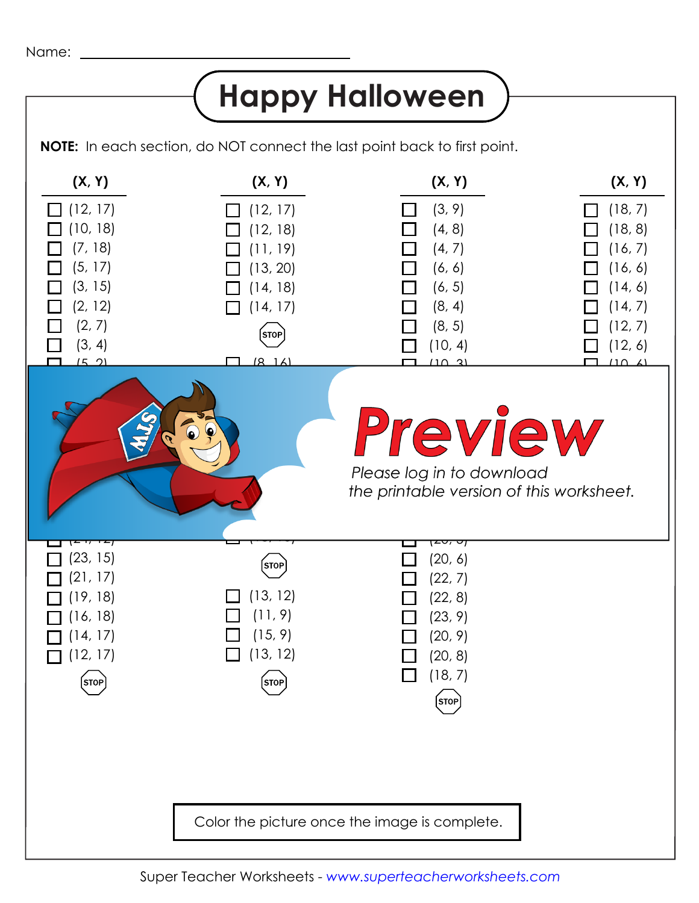Name: ______________________________

# Happy Halloween

**NOTE:** In each section, do NOT connect the last point back to first point.

| (X, Y) | (X, Y) | (X, Y) | (X, Y) |
|---|---|---|---|
| ☐ (12, 17) | ☐ (12, 17) | ☐ (3, 9) | ☐ (18, 7) |
| ☐ (10, 18) | ☐ (12, 18) | ☐ (4, 8) | ☐ (18, 8) |
| ☐ (7, 18) | ☐ (11, 19) | ☐ (4, 7) | ☐ (16, 7) |
| ☐ (5, 17) | ☐ (13, 20) | ☐ (6, 6) | ☐ (16, 6) |
| ☐ (3, 15) | ☐ (14, 18) | ☐ (6, 5) | ☐ (14, 6) |
| ☐ (2, 12) | ☐ (14, 17) | ☐ (8, 4) | ☐ (14, 7) |
| ☐ (2, 7) | STOP | ☐ (8, 5) | ☐ (12, 7) |
| ☐ (3, 4) | | ☐ (10, 4) | ☐ (12, 6) |
| ☐ (5, 2) | ☐ (8, 16) | ☐ (10, 3) | ☐ (10, 6) |

**Preview**

*Please log in to download the printable version of this worksheet.*

| (X, Y) | (X, Y) | (X, Y) |
|---|---|---|
| ☐ (24, 12) | | ☐ (20, 5) |
| ☐ (23, 15) | STOP | ☐ (20, 6) |
| ☐ (21, 17) | | ☐ (22, 7) |
| ☐ (19, 18) | ☐ (13, 12) | ☐ (22, 8) |
| ☐ (16, 18) | ☐ (11, 9) | ☐ (23, 9) |
| ☐ (14, 17) | ☐ (15, 9) | ☐ (20, 9) |
| ☐ (12, 17) | ☐ (13, 12) | ☐ (20, 8) |
| STOP | STOP | ☐ (18, 7) |
| | | STOP |

Color the picture once the image is complete.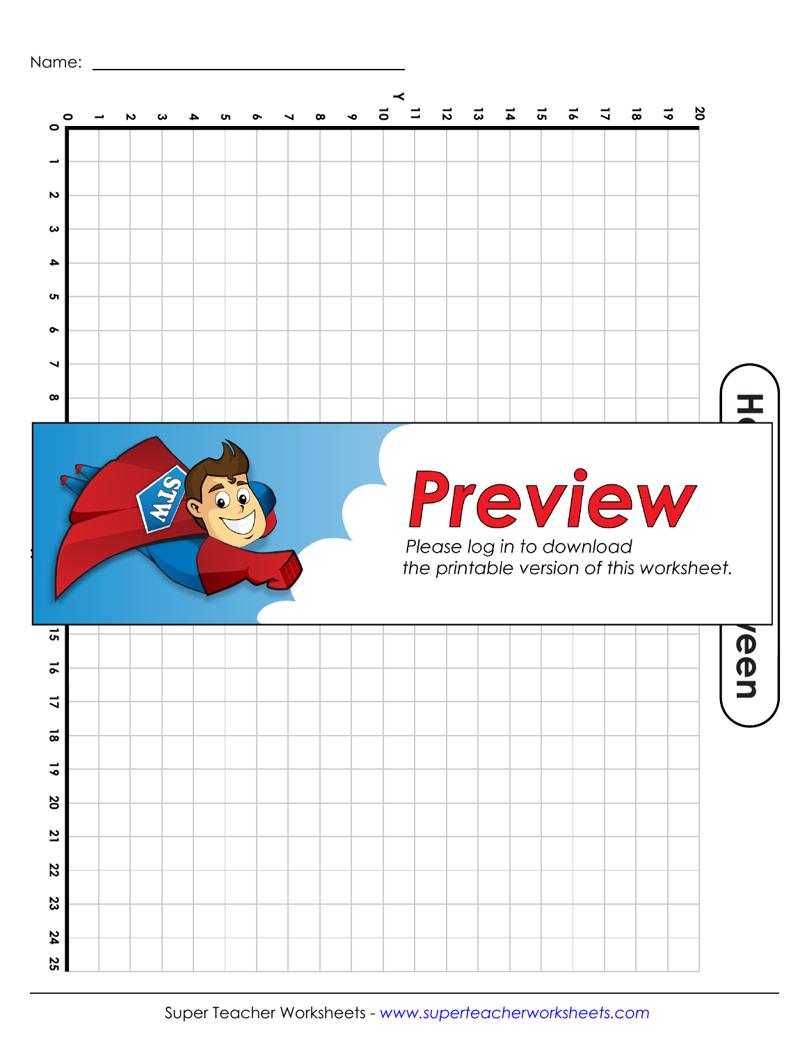Name: ______________________________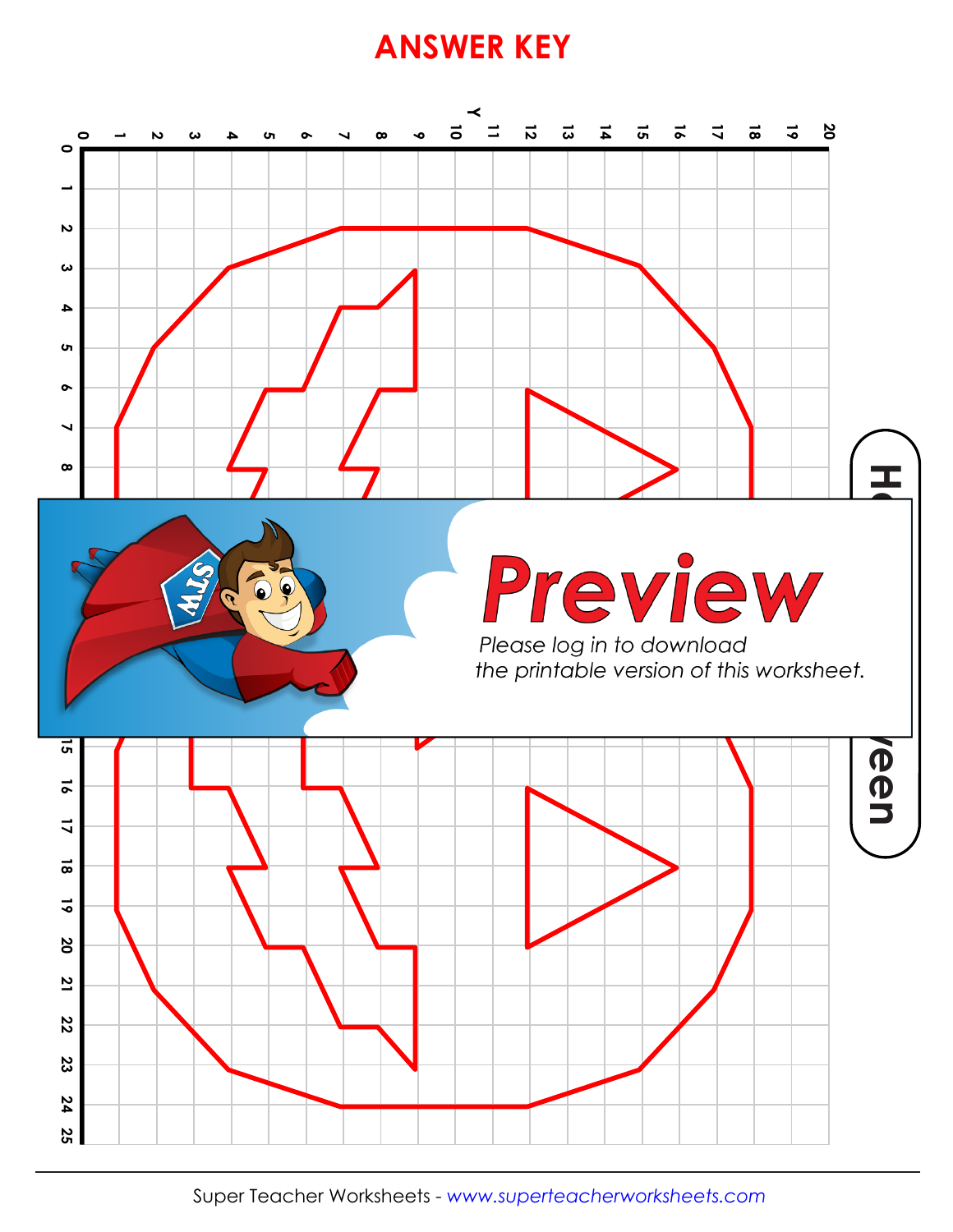# ANSWER KEY

Y

0 1 2 3 4 5 6 7 8 9 10 11 12 13 14 15 16 17 18 19 20

0 1 2 3 4 5 6 7 8 15 16 17 18 19 20 21 22 23 24 25

Ho... ...een

**Preview**

*Please log in to download the printable version of this worksheet.*